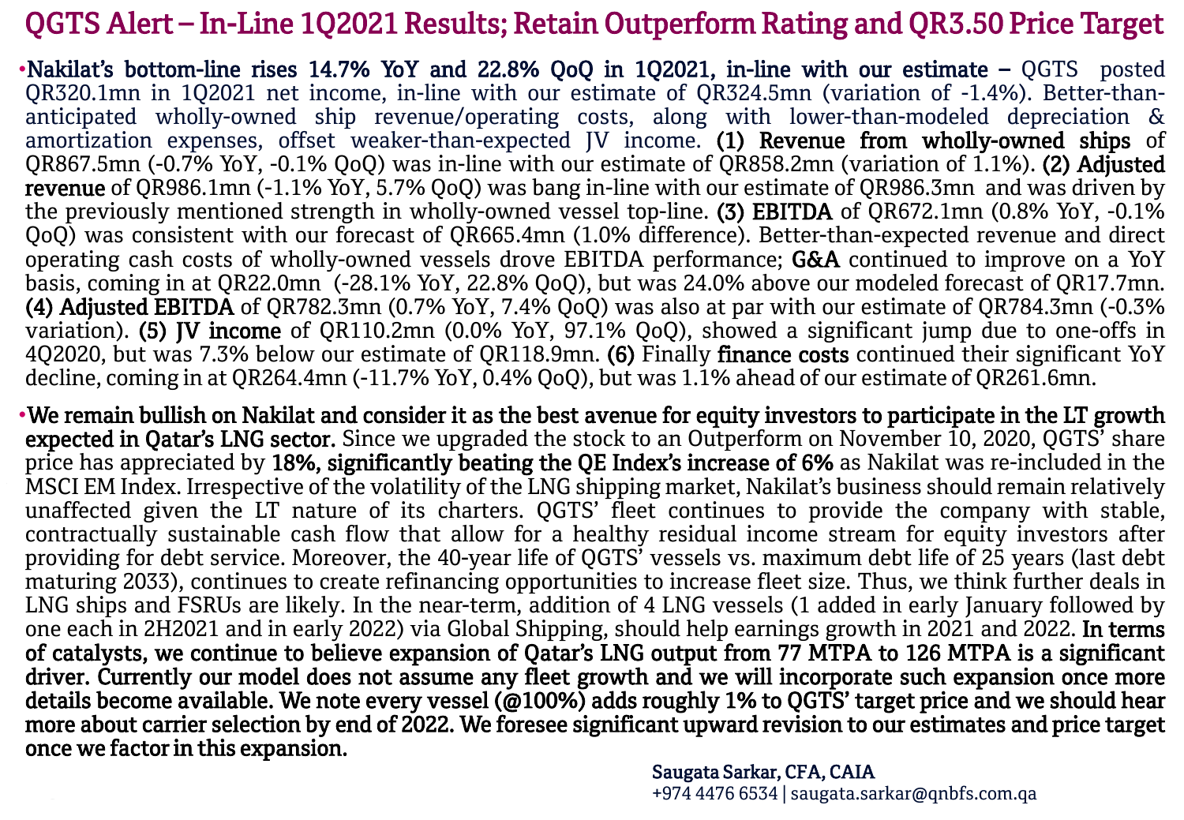# QGTS Alert – In-Line 1Q2021 Results; Retain Outperform Rating and QR3.50 Price Target

- **Nakilat's bottom-line rises 14.7% YoY and 22.8% QoQ in 1Q2021, in-line with our estimate –** QGTS posted QR320.1mn in 1Q2021 net income, in-line with our estimate of QR324.5mn (variation of -1.4%). Better-than-anticipated wholly-owned ship revenue/operating costs, along with lower-than-modeled depreciation & amortization expenses, offset weaker-than-expected JV income. **(1) Revenue from wholly-owned ships** of QR867.5mn (-0.7% YoY, -0.1% QoQ) was in-line with our estimate of QR858.2mn (variation of 1.1%). **(2) Adjusted revenue** of QR986.1mn (-1.1% YoY, 5.7% QoQ) was bang in-line with our estimate of QR986.3mn and was driven by the previously mentioned strength in wholly-owned vessel top-line. **(3) EBITDA** of QR672.1mn (0.8% YoY, -0.1% QoQ) was consistent with our forecast of QR665.4mn (1.0% difference). Better-than-expected revenue and direct operating cash costs of wholly-owned vessels drove EBITDA performance; **G&A** continued to improve on a YoY basis, coming in at QR22.0mn (-28.1% YoY, 22.8% QoQ), but was 24.0% above our modeled forecast of QR17.7mn. **(4) Adjusted EBITDA** of QR782.3mn (0.7% YoY, 7.4% QoQ) was also at par with our estimate of QR784.3mn (-0.3% variation). **(5) JV income** of QR110.2mn (0.0% YoY, 97.1% QoQ), showed a significant jump due to one-offs in 4Q2020, but was 7.3% below our estimate of QR118.9mn. **(6)** Finally **finance costs** continued their significant YoY decline, coming in at QR264.4mn (-11.7% YoY, 0.4% QoQ), but was 1.1% ahead of our estimate of QR261.6mn.

- **We remain bullish on Nakilat and consider it as the best avenue for equity investors to participate in the LT growth expected in Qatar's LNG sector.** Since we upgraded the stock to an Outperform on November 10, 2020, QGTS' share price has appreciated by **18%, significantly beating the QE Index's increase of 6%** as Nakilat was re-included in the MSCI EM Index. Irrespective of the volatility of the LNG shipping market, Nakilat's business should remain relatively unaffected given the LT nature of its charters. QGTS' fleet continues to provide the company with stable, contractually sustainable cash flow that allow for a healthy residual income stream for equity investors after providing for debt service. Moreover, the 40-year life of QGTS' vessels vs. maximum debt life of 25 years (last debt maturing 2033), continues to create refinancing opportunities to increase fleet size. Thus, we think further deals in LNG ships and FSRUs are likely. In the near-term, addition of 4 LNG vessels (1 added in early January followed by one each in 2H2021 and in early 2022) via Global Shipping, should help earnings growth in 2021 and 2022. **In terms of catalysts, we continue to believe expansion of Qatar's LNG output from 77 MTPA to 126 MTPA is a significant driver. Currently our model does not assume any fleet growth and we will incorporate such expansion once more details become available. We note every vessel (@100%) adds roughly 1% to QGTS' target price and we should hear more about carrier selection by end of 2022. We foresee significant upward revision to our estimates and price target once we factor in this expansion.**

**Saugata Sarkar, CFA, CAIA**
+974 4476 6534 | saugata.sarkar@qnbfs.com.qa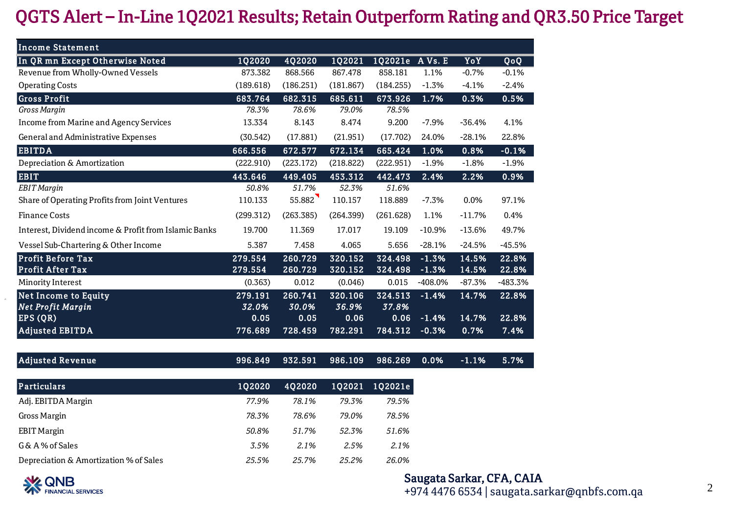# QGTS Alert – In-Line 1Q2021 Results; Retain Outperform Rating and QR3.50 Price Target

| Income Statement | | | | | | | |
|---|---|---|---|---|---|---|---|
| **In QR mn Except Otherwise Noted** | **1Q2020** | **4Q2020** | **1Q2021** | **1Q2021e** | **A Vs. E** | **YoY** | **QoQ** |
| Revenue from Wholly-Owned Vessels | 873.382 | 868.566 | 867.478 | 858.181 | 1.1% | -0.7% | -0.1% |
| Operating Costs | (189.618) | (186.251) | (181.867) | (184.255) | -1.3% | -4.1% | -2.4% |
| **Gross Profit** | **683.764** | **682.315** | **685.611** | **673.926** | **1.7%** | **0.3%** | **0.5%** |
| *Gross Margin* | *78.3%* | *78.6%* | *79.0%* | *78.5%* | | | |
| Income from Marine and Agency Services | 13.334 | 8.143 | 8.474 | 9.200 | -7.9% | -36.4% | 4.1% |
| General and Administrative Expenses | (30.542) | (17.881) | (21.951) | (17.702) | 24.0% | -28.1% | 22.8% |
| **EBITDA** | **666.556** | **672.577** | **672.134** | **665.424** | **1.0%** | **0.8%** | **-0.1%** |
| Depreciation & Amortization | (222.910) | (223.172) | (218.822) | (222.951) | -1.9% | -1.8% | -1.9% |
| **EBIT** | **443.646** | **449.405** | **453.312** | **442.473** | **2.4%** | **2.2%** | **0.9%** |
| *EBIT Margin* | *50.8%* | *51.7%* | *52.3%* | *51.6%* | | | |
| Share of Operating Profits from Joint Ventures | 110.133 | 55.882 | 110.157 | 118.889 | -7.3% | 0.0% | 97.1% |
| Finance Costs | (299.312) | (263.385) | (264.399) | (261.628) | 1.1% | -11.7% | 0.4% |
| Interest, Dividend income & Profit from Islamic Banks | 19.700 | 11.369 | 17.017 | 19.109 | -10.9% | -13.6% | 49.7% |
| Vessel Sub-Chartering & Other Income | 5.387 | 7.458 | 4.065 | 5.656 | -28.1% | -24.5% | -45.5% |
| **Profit Before Tax** | **279.554** | **260.729** | **320.152** | **324.498** | **-1.3%** | **14.5%** | **22.8%** |
| **Profit After Tax** | **279.554** | **260.729** | **320.152** | **324.498** | **-1.3%** | **14.5%** | **22.8%** |
| Minority Interest | (0.363) | 0.012 | (0.046) | 0.015 | -408.0% | -87.3% | -483.3% |
| **Net Income to Equity** | **279.191** | **260.741** | **320.106** | **324.513** | **-1.4%** | **14.7%** | **22.8%** |
| ***Net Profit Margin*** | ***32.0%*** | ***30.0%*** | ***36.9%*** | ***37.8%*** | | | |
| **EPS (QR)** | **0.05** | **0.05** | **0.06** | **0.06** | **-1.4%** | **14.7%** | **22.8%** |
| **Adjusted EBITDA** | **776.689** | **728.459** | **782.291** | **784.312** | **-0.3%** | **0.7%** | **7.4%** |
| **Adjusted Revenue** | **996.849** | **932.591** | **986.109** | **986.269** | **0.0%** | **-1.1%** | **5.7%** |

| Particulars | 1Q2020 | 4Q2020 | 1Q2021 | 1Q2021e |
|---|---|---|---|---|
| Adj. EBITDA Margin | *77.9%* | *78.1%* | *79.3%* | *79.5%* |
| Gross Margin | *78.3%* | *78.6%* | *79.0%* | *78.5%* |
| EBIT Margin | *50.8%* | *51.7%* | *52.3%* | *51.6%* |
| G & A % of Sales | *3.5%* | *2.1%* | *2.5%* | *2.1%* |
| Depreciation & Amortization % of Sales | *25.5%* | *25.7%* | *25.2%* | *26.0%* |

**Saugata Sarkar, CFA, CAIA**
+974 4476 6534 | saugata.sarkar@qnbfs.com.qa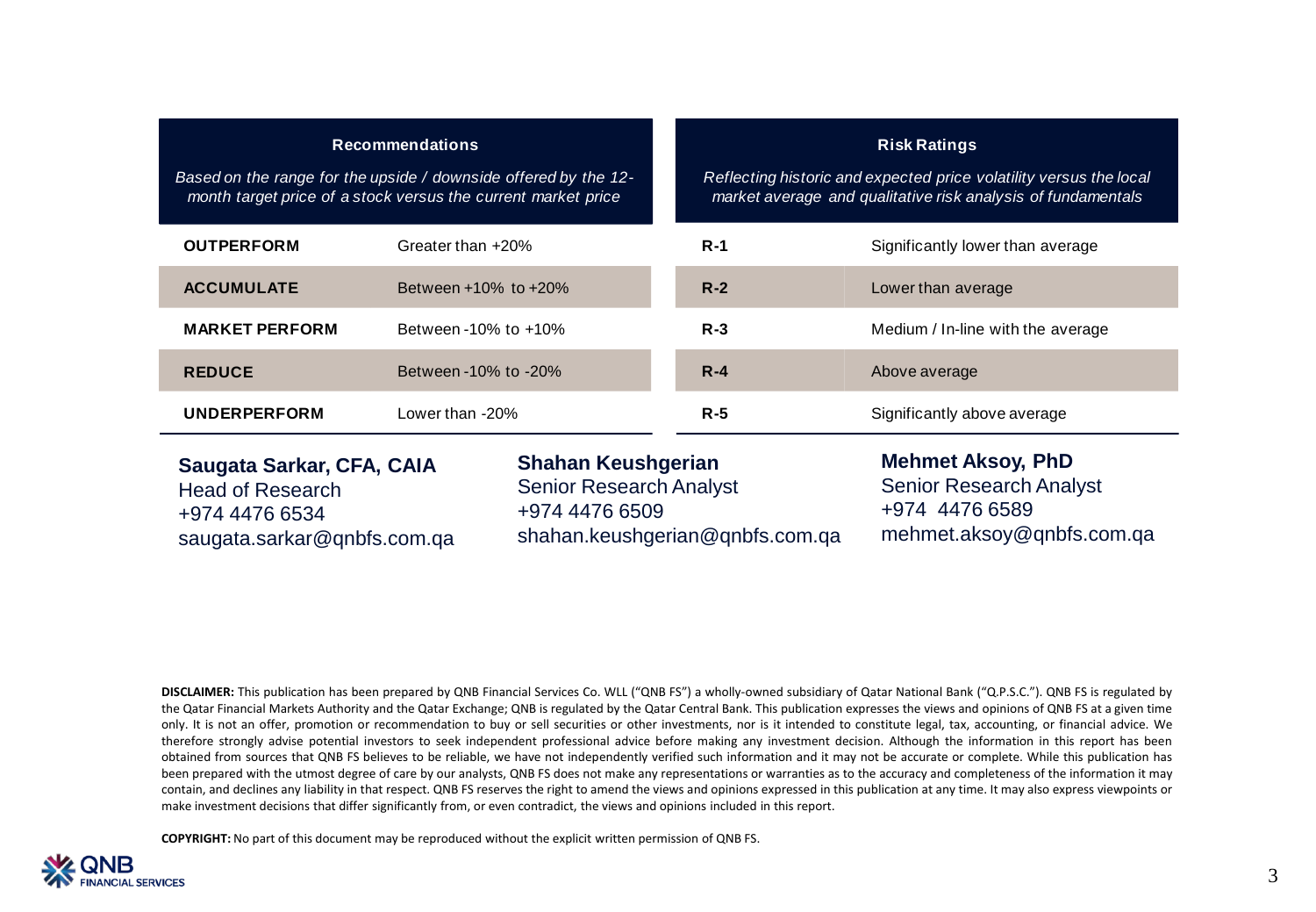| Recommendations | |
|---|---|
| *Based on the range for the upside / downside offered by the 12-month target price of a stock versus the current market price* | |
| **OUTPERFORM** | Greater than +20% |
| **ACCUMULATE** | Between +10% to +20% |
| **MARKET PERFORM** | Between -10% to +10% |
| **REDUCE** | Between -10% to -20% |
| **UNDERPERFORM** | Lower than -20% |

| Risk Ratings | |
|---|---|
| *Reflecting historic and expected price volatility versus the local market average and qualitative risk analysis of fundamentals* | |
| **R-1** | Significantly lower than average |
| **R-2** | Lower than average |
| **R-3** | Medium / In-line with the average |
| **R-4** | Above average |
| **R-5** | Significantly above average |

**Saugata Sarkar, CFA, CAIA**
Head of Research
+974 4476 6534
saugata.sarkar@qnbfs.com.qa

**Shahan Keushgerian**
Senior Research Analyst
+974 4476 6509
shahan.keushgerian@qnbfs.com.qa

**Mehmet Aksoy, PhD**
Senior Research Analyst
+974 4476 6589
mehmet.aksoy@qnbfs.com.qa

**DISCLAIMER:** This publication has been prepared by QNB Financial Services Co. WLL ("QNB FS") a wholly-owned subsidiary of Qatar National Bank ("Q.P.S.C."). QNB FS is regulated by the Qatar Financial Markets Authority and the Qatar Exchange; QNB is regulated by the Qatar Central Bank. This publication expresses the views and opinions of QNB FS at a given time only. It is not an offer, promotion or recommendation to buy or sell securities or other investments, nor is it intended to constitute legal, tax, accounting, or financial advice. We therefore strongly advise potential investors to seek independent professional advice before making any investment decision. Although the information in this report has been obtained from sources that QNB FS believes to be reliable, we have not independently verified such information and it may not be accurate or complete. While this publication has been prepared with the utmost degree of care by our analysts, QNB FS does not make any representations or warranties as to the accuracy and completeness of the information it may contain, and declines any liability in that respect. QNB FS reserves the right to amend the views and opinions expressed in this publication at any time. It may also express viewpoints or make investment decisions that differ significantly from, or even contradict, the views and opinions included in this report.

**COPYRIGHT:** No part of this document may be reproduced without the explicit written permission of QNB FS.

QNB FINANCIAL SERVICES